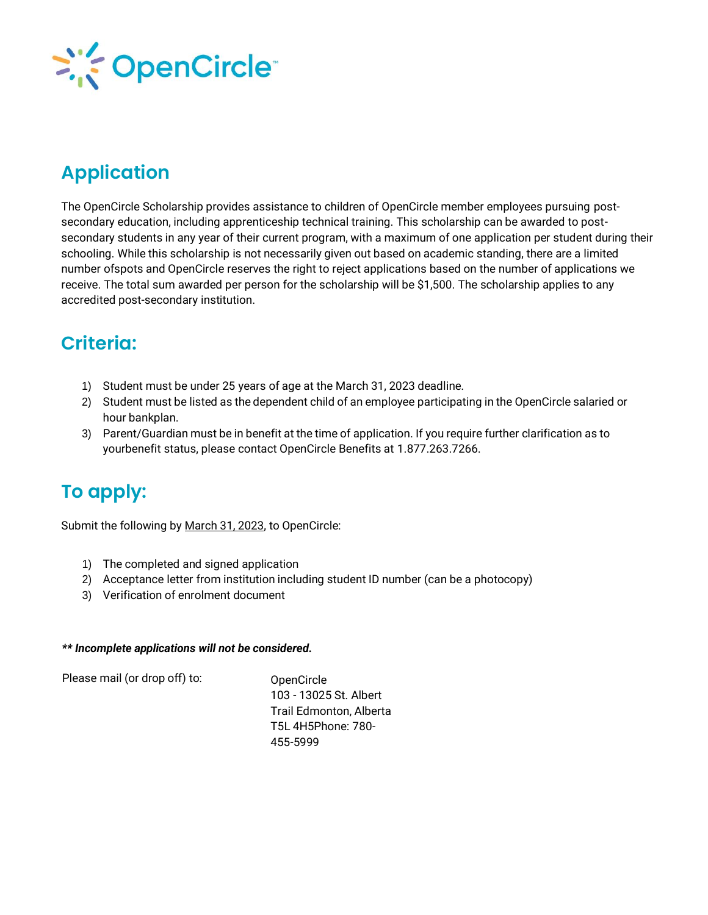OpenCircle™

## Application

The OpenCircle Scholarship provides assistance to children of OpenCircle member employees pursuing post-secondary education, including apprenticeship technical training. This scholarship can be awarded to post-secondary students in any year of their current program, with a maximum of one application per student during their schooling. While this scholarship is not necessarily given out based on academic standing, there are a limited number ofspots and OpenCircle reserves the right to reject applications based on the number of applications we receive. The total sum awarded per person for the scholarship will be $1,500. The scholarship applies to any accredited post-secondary institution.

## Criteria:

1) Student must be under 25 years of age at the March 31, 2023 deadline.
2) Student must be listed as the dependent child of an employee participating in the OpenCircle salaried or hour bankplan.
3) Parent/Guardian must be in benefit at the time of application. If you require further clarification as to yourbenefit status, please contact OpenCircle Benefits at 1.877.263.7266.

## To apply:

Submit the following by March 31, 2023, to OpenCircle:

1) The completed and signed application
2) Acceptance letter from institution including student ID number (can be a photocopy)
3) Verification of enrolment document

***\*\* Incomplete applications will not be considered.***

Please mail (or drop off) to:

OpenCircle
103 - 13025 St. Albert
Trail Edmonton, Alberta
T5L 4H5Phone: 780-
455-5999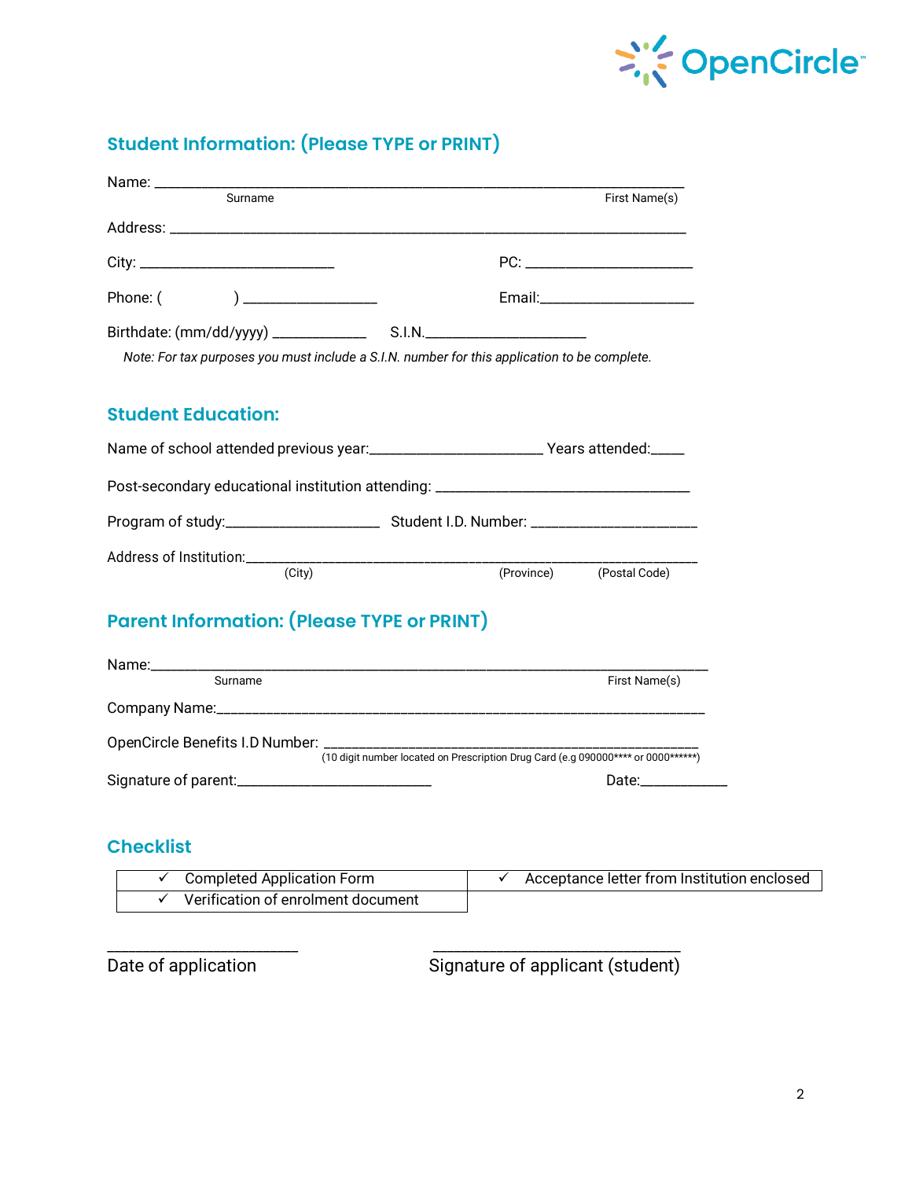## Student Information: (Please TYPE or PRINT)

Name: ____________________________________________________________________
Surname First Name(s)

Address: __________________________________________________________________

City: __________________________ PC: ______________________

Phone: ( ) __________________ Email:_____________________

Birthdate: (mm/dd/yyyy) _____________ S.I.N.______________________

*Note: For tax purposes you must include a S.I.N. number for this application to be complete.*

## Student Education:

Name of school attended previous year:_______________________ Years attended:_____

Post-secondary educational institution attending: __________________________________

Program of study:_____________________ Student I.D. Number: ______________________

Address of Institution:_____________________________________________________________
(City) (Province) (Postal Code)

## Parent Information: (Please TYPE or PRINT)

Name:_____________________________________________________________________
Surname First Name(s)

Company Name:_____________________________________________________________

OpenCircle Benefits I.D Number: ____________________________________________________
(10 digit number located on Prescription Drug Card (e.g 090000**** or 0000******)

Signature of parent:__________________________ Date:___________

## Checklist

| | |
|---|---|
| ✓ Completed Application Form | ✓ Acceptance letter from Institution enclosed |
| ✓ Verification of enrolment document | |

_________________________ _________________________________
Date of application Signature of applicant (student)